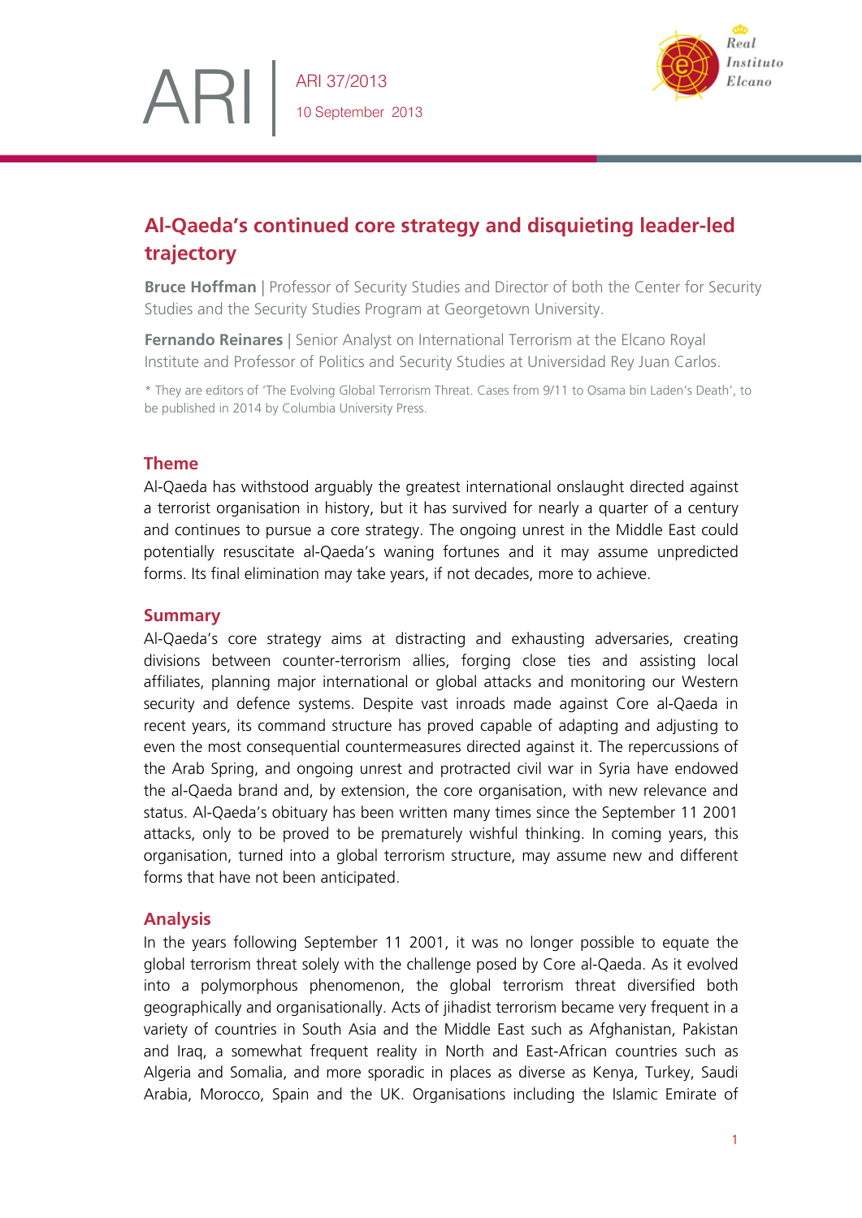ARI 37/2013

10 September 2013

# Al-Qaeda's continued core strategy and disquieting leader-led trajectory

**Bruce Hoffman** | Professor of Security Studies and Director of both the Center for Security Studies and the Security Studies Program at Georgetown University.

**Fernando Reinares** | Senior Analyst on International Terrorism at the Elcano Royal Institute and Professor of Politics and Security Studies at Universidad Rey Juan Carlos.

\* They are editors of 'The Evolving Global Terrorism Threat. Cases from 9/11 to Osama bin Laden's Death', to be published in 2014 by Columbia University Press.

## Theme

Al-Qaeda has withstood arguably the greatest international onslaught directed against a terrorist organisation in history, but it has survived for nearly a quarter of a century and continues to pursue a core strategy. The ongoing unrest in the Middle East could potentially resuscitate al-Qaeda's waning fortunes and it may assume unpredicted forms. Its final elimination may take years, if not decades, more to achieve.

## Summary

Al-Qaeda's core strategy aims at distracting and exhausting adversaries, creating divisions between counter-terrorism allies, forging close ties and assisting local affiliates, planning major international or global attacks and monitoring our Western security and defence systems. Despite vast inroads made against Core al-Qaeda in recent years, its command structure has proved capable of adapting and adjusting to even the most consequential countermeasures directed against it. The repercussions of the Arab Spring, and ongoing unrest and protracted civil war in Syria have endowed the al-Qaeda brand and, by extension, the core organisation, with new relevance and status. Al-Qaeda's obituary has been written many times since the September 11 2001 attacks, only to be proved to be prematurely wishful thinking. In coming years, this organisation, turned into a global terrorism structure, may assume new and different forms that have not been anticipated.

## Analysis

In the years following September 11 2001, it was no longer possible to equate the global terrorism threat solely with the challenge posed by Core al-Qaeda. As it evolved into a polymorphous phenomenon, the global terrorism threat diversified both geographically and organisationally. Acts of jihadist terrorism became very frequent in a variety of countries in South Asia and the Middle East such as Afghanistan, Pakistan and Iraq, a somewhat frequent reality in North and East-African countries such as Algeria and Somalia, and more sporadic in places as diverse as Kenya, Turkey, Saudi Arabia, Morocco, Spain and the UK. Organisations including the Islamic Emirate of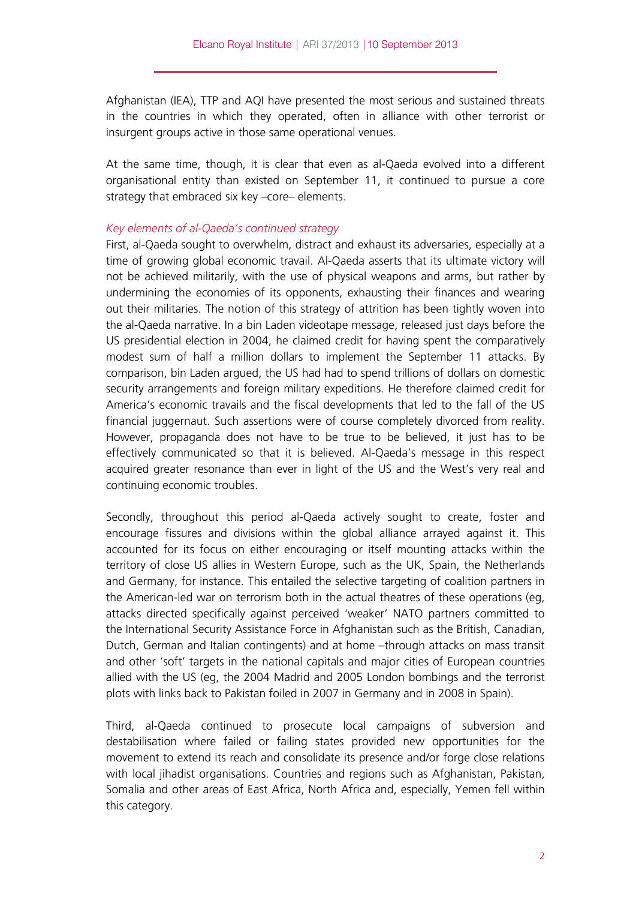Afghanistan (IEA), TTP and AQI have presented the most serious and sustained threats in the countries in which they operated, often in alliance with other terrorist or insurgent groups active in those same operational venues.

At the same time, though, it is clear that even as al-Qaeda evolved into a different organisational entity than existed on September 11, it continued to pursue a core strategy that embraced six key –core– elements.

*Key elements of al-Qaeda's continued strategy*

First, al-Qaeda sought to overwhelm, distract and exhaust its adversaries, especially at a time of growing global economic travail. Al-Qaeda asserts that its ultimate victory will not be achieved militarily, with the use of physical weapons and arms, but rather by undermining the economies of its opponents, exhausting their finances and wearing out their militaries. The notion of this strategy of attrition has been tightly woven into the al-Qaeda narrative. In a bin Laden videotape message, released just days before the US presidential election in 2004, he claimed credit for having spent the comparatively modest sum of half a million dollars to implement the September 11 attacks. By comparison, bin Laden argued, the US had had to spend trillions of dollars on domestic security arrangements and foreign military expeditions. He therefore claimed credit for America's economic travails and the fiscal developments that led to the fall of the US financial juggernaut. Such assertions were of course completely divorced from reality. However, propaganda does not have to be true to be believed, it just has to be effectively communicated so that it is believed. Al-Qaeda's message in this respect acquired greater resonance than ever in light of the US and the West's very real and continuing economic troubles.

Secondly, throughout this period al-Qaeda actively sought to create, foster and encourage fissures and divisions within the global alliance arrayed against it. This accounted for its focus on either encouraging or itself mounting attacks within the territory of close US allies in Western Europe, such as the UK, Spain, the Netherlands and Germany, for instance. This entailed the selective targeting of coalition partners in the American-led war on terrorism both in the actual theatres of these operations (eg, attacks directed specifically against perceived 'weaker' NATO partners committed to the International Security Assistance Force in Afghanistan such as the British, Canadian, Dutch, German and Italian contingents) and at home –through attacks on mass transit and other 'soft' targets in the national capitals and major cities of European countries allied with the US (eg, the 2004 Madrid and 2005 London bombings and the terrorist plots with links back to Pakistan foiled in 2007 in Germany and in 2008 in Spain).

Third, al-Qaeda continued to prosecute local campaigns of subversion and destabilisation where failed or failing states provided new opportunities for the movement to extend its reach and consolidate its presence and/or forge close relations with local jihadist organisations. Countries and regions such as Afghanistan, Pakistan, Somalia and other areas of East Africa, North Africa and, especially, Yemen fell within this category.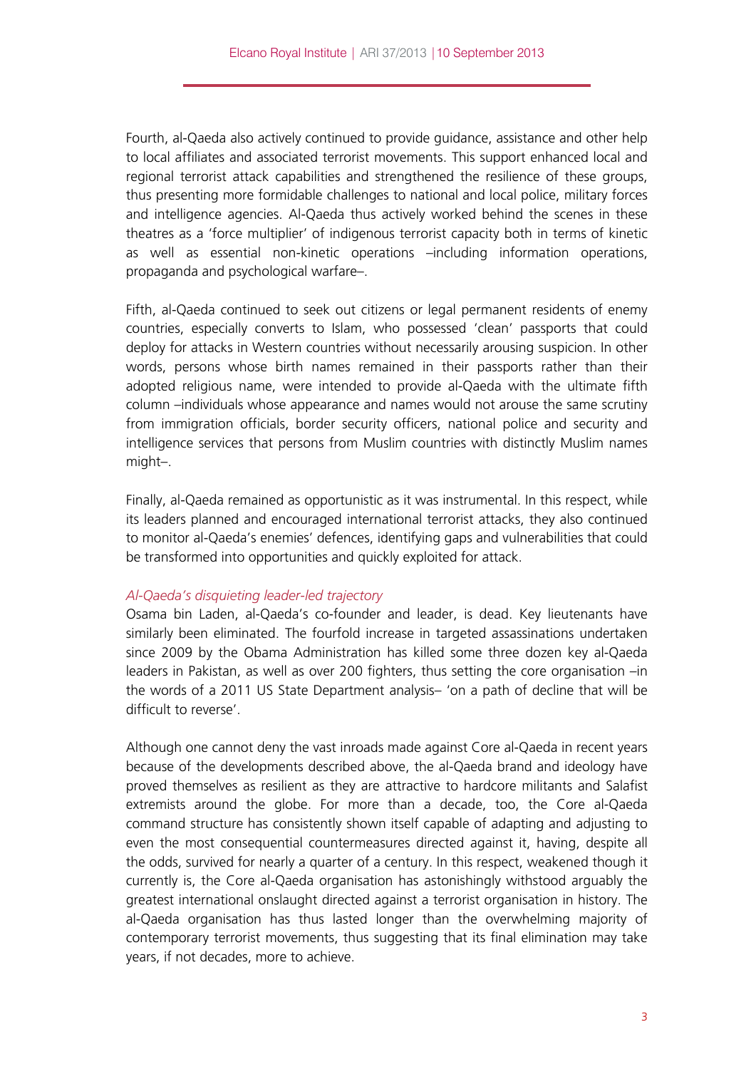Fourth, al-Qaeda also actively continued to provide guidance, assistance and other help to local affiliates and associated terrorist movements. This support enhanced local and regional terrorist attack capabilities and strengthened the resilience of these groups, thus presenting more formidable challenges to national and local police, military forces and intelligence agencies. Al-Qaeda thus actively worked behind the scenes in these theatres as a 'force multiplier' of indigenous terrorist capacity both in terms of kinetic as well as essential non-kinetic operations –including information operations, propaganda and psychological warfare–.

Fifth, al-Qaeda continued to seek out citizens or legal permanent residents of enemy countries, especially converts to Islam, who possessed 'clean' passports that could deploy for attacks in Western countries without necessarily arousing suspicion. In other words, persons whose birth names remained in their passports rather than their adopted religious name, were intended to provide al-Qaeda with the ultimate fifth column –individuals whose appearance and names would not arouse the same scrutiny from immigration officials, border security officers, national police and security and intelligence services that persons from Muslim countries with distinctly Muslim names might–.

Finally, al-Qaeda remained as opportunistic as it was instrumental. In this respect, while its leaders planned and encouraged international terrorist attacks, they also continued to monitor al-Qaeda's enemies' defences, identifying gaps and vulnerabilities that could be transformed into opportunities and quickly exploited for attack.

### *Al-Qaeda's disquieting leader-led trajectory*

Osama bin Laden, al-Qaeda's co-founder and leader, is dead. Key lieutenants have similarly been eliminated. The fourfold increase in targeted assassinations undertaken since 2009 by the Obama Administration has killed some three dozen key al-Qaeda leaders in Pakistan, as well as over 200 fighters, thus setting the core organisation –in the words of a 2011 US State Department analysis– 'on a path of decline that will be difficult to reverse'.

Although one cannot deny the vast inroads made against Core al-Qaeda in recent years because of the developments described above, the al-Qaeda brand and ideology have proved themselves as resilient as they are attractive to hardcore militants and Salafist extremists around the globe. For more than a decade, too, the Core al-Qaeda command structure has consistently shown itself capable of adapting and adjusting to even the most consequential countermeasures directed against it, having, despite all the odds, survived for nearly a quarter of a century. In this respect, weakened though it currently is, the Core al-Qaeda organisation has astonishingly withstood arguably the greatest international onslaught directed against a terrorist organisation in history. The al-Qaeda organisation has thus lasted longer than the overwhelming majority of contemporary terrorist movements, thus suggesting that its final elimination may take years, if not decades, more to achieve.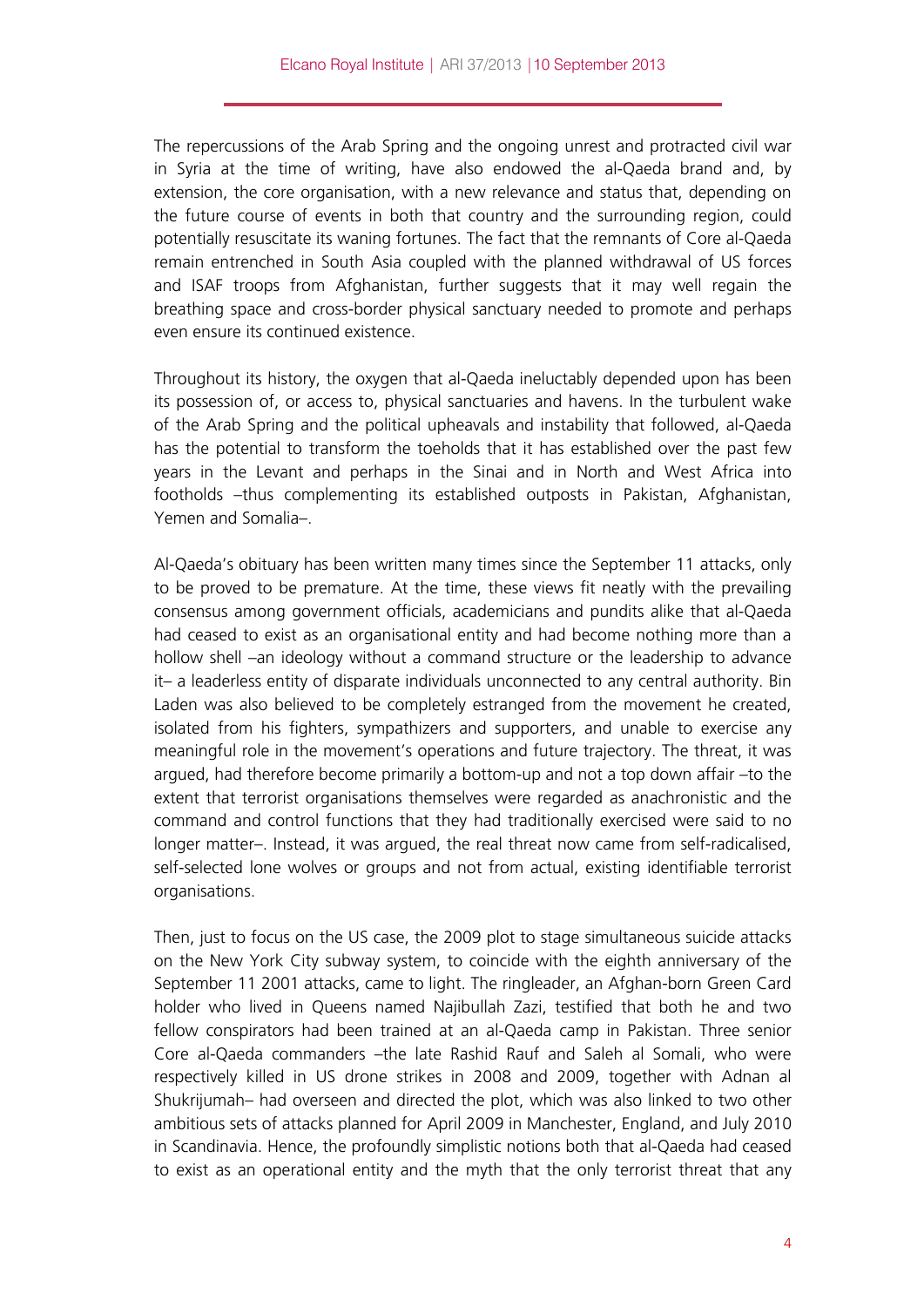The repercussions of the Arab Spring and the ongoing unrest and protracted civil war in Syria at the time of writing, have also endowed the al-Qaeda brand and, by extension, the core organisation, with a new relevance and status that, depending on the future course of events in both that country and the surrounding region, could potentially resuscitate its waning fortunes. The fact that the remnants of Core al-Qaeda remain entrenched in South Asia coupled with the planned withdrawal of US forces and ISAF troops from Afghanistan, further suggests that it may well regain the breathing space and cross-border physical sanctuary needed to promote and perhaps even ensure its continued existence.

Throughout its history, the oxygen that al-Qaeda ineluctably depended upon has been its possession of, or access to, physical sanctuaries and havens. In the turbulent wake of the Arab Spring and the political upheavals and instability that followed, al-Qaeda has the potential to transform the toeholds that it has established over the past few years in the Levant and perhaps in the Sinai and in North and West Africa into footholds –thus complementing its established outposts in Pakistan, Afghanistan, Yemen and Somalia–.

Al-Qaeda's obituary has been written many times since the September 11 attacks, only to be proved to be premature. At the time, these views fit neatly with the prevailing consensus among government officials, academicians and pundits alike that al-Qaeda had ceased to exist as an organisational entity and had become nothing more than a hollow shell –an ideology without a command structure or the leadership to advance it– a leaderless entity of disparate individuals unconnected to any central authority. Bin Laden was also believed to be completely estranged from the movement he created, isolated from his fighters, sympathizers and supporters, and unable to exercise any meaningful role in the movement's operations and future trajectory. The threat, it was argued, had therefore become primarily a bottom-up and not a top down affair –to the extent that terrorist organisations themselves were regarded as anachronistic and the command and control functions that they had traditionally exercised were said to no longer matter–. Instead, it was argued, the real threat now came from self-radicalised, self-selected lone wolves or groups and not from actual, existing identifiable terrorist organisations.

Then, just to focus on the US case, the 2009 plot to stage simultaneous suicide attacks on the New York City subway system, to coincide with the eighth anniversary of the September 11 2001 attacks, came to light. The ringleader, an Afghan-born Green Card holder who lived in Queens named Najibullah Zazi, testified that both he and two fellow conspirators had been trained at an al-Qaeda camp in Pakistan. Three senior Core al-Qaeda commanders –the late Rashid Rauf and Saleh al Somali, who were respectively killed in US drone strikes in 2008 and 2009, together with Adnan al Shukrijumah– had overseen and directed the plot, which was also linked to two other ambitious sets of attacks planned for April 2009 in Manchester, England, and July 2010 in Scandinavia. Hence, the profoundly simplistic notions both that al-Qaeda had ceased to exist as an operational entity and the myth that the only terrorist threat that any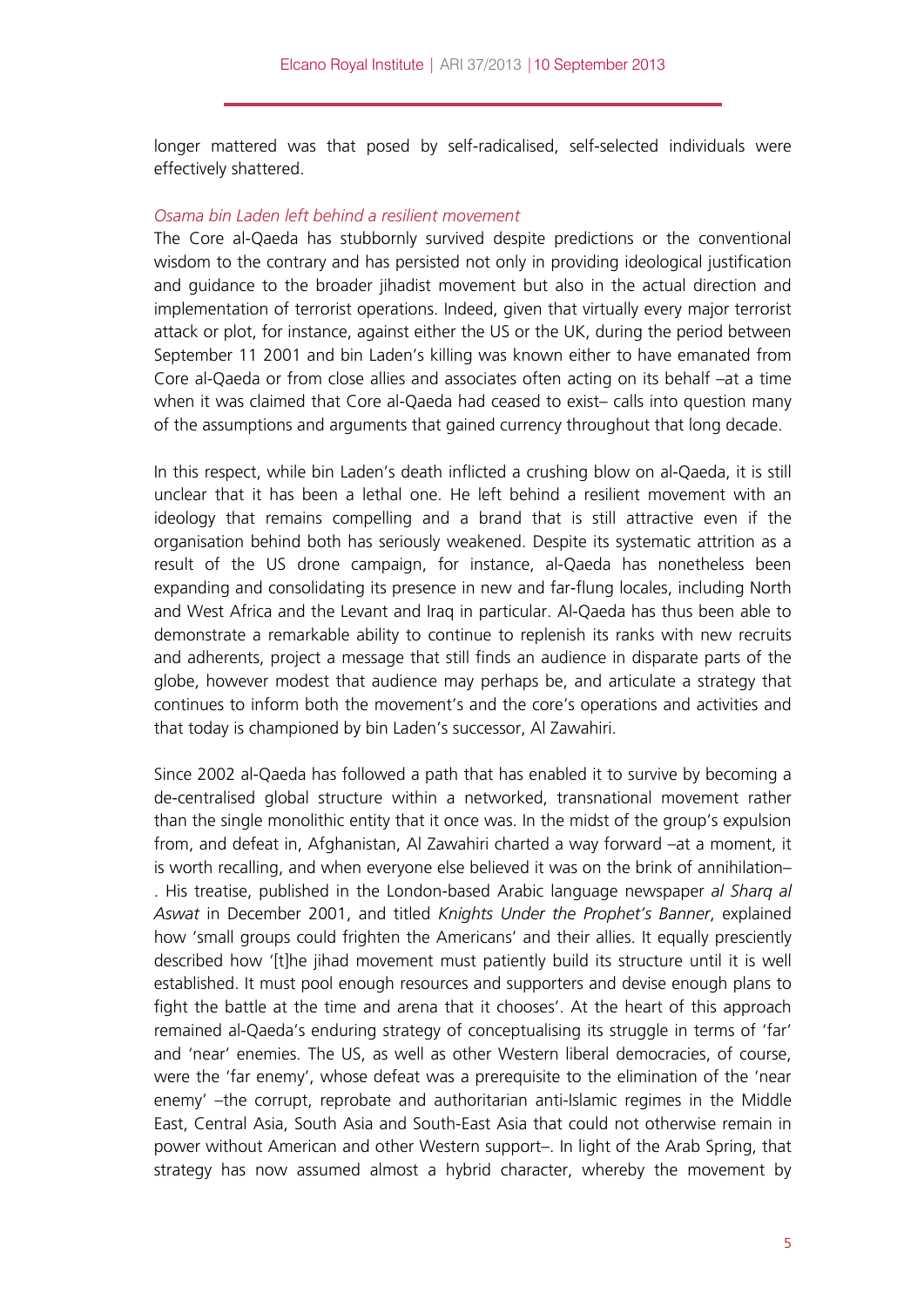longer mattered was that posed by self-radicalised, self-selected individuals were effectively shattered.

*Osama bin Laden left behind a resilient movement*

The Core al-Qaeda has stubbornly survived despite predictions or the conventional wisdom to the contrary and has persisted not only in providing ideological justification and guidance to the broader jihadist movement but also in the actual direction and implementation of terrorist operations. Indeed, given that virtually every major terrorist attack or plot, for instance, against either the US or the UK, during the period between September 11 2001 and bin Laden's killing was known either to have emanated from Core al-Qaeda or from close allies and associates often acting on its behalf –at a time when it was claimed that Core al-Qaeda had ceased to exist– calls into question many of the assumptions and arguments that gained currency throughout that long decade.

In this respect, while bin Laden's death inflicted a crushing blow on al-Qaeda, it is still unclear that it has been a lethal one. He left behind a resilient movement with an ideology that remains compelling and a brand that is still attractive even if the organisation behind both has seriously weakened. Despite its systematic attrition as a result of the US drone campaign, for instance, al-Qaeda has nonetheless been expanding and consolidating its presence in new and far-flung locales, including North and West Africa and the Levant and Iraq in particular. Al-Qaeda has thus been able to demonstrate a remarkable ability to continue to replenish its ranks with new recruits and adherents, project a message that still finds an audience in disparate parts of the globe, however modest that audience may perhaps be, and articulate a strategy that continues to inform both the movement's and the core's operations and activities and that today is championed by bin Laden's successor, Al Zawahiri.

Since 2002 al-Qaeda has followed a path that has enabled it to survive by becoming a de-centralised global structure within a networked, transnational movement rather than the single monolithic entity that it once was. In the midst of the group's expulsion from, and defeat in, Afghanistan, Al Zawahiri charted a way forward –at a moment, it is worth recalling, and when everyone else believed it was on the brink of annihilation–. His treatise, published in the London-based Arabic language newspaper *al Sharq al Aswat* in December 2001, and titled *Knights Under the Prophet's Banner*, explained how 'small groups could frighten the Americans' and their allies. It equally presciently described how '[t]he jihad movement must patiently build its structure until it is well established. It must pool enough resources and supporters and devise enough plans to fight the battle at the time and arena that it chooses'. At the heart of this approach remained al-Qaeda's enduring strategy of conceptualising its struggle in terms of 'far' and 'near' enemies. The US, as well as other Western liberal democracies, of course, were the 'far enemy', whose defeat was a prerequisite to the elimination of the 'near enemy' –the corrupt, reprobate and authoritarian anti-Islamic regimes in the Middle East, Central Asia, South Asia and South-East Asia that could not otherwise remain in power without American and other Western support–. In light of the Arab Spring, that strategy has now assumed almost a hybrid character, whereby the movement by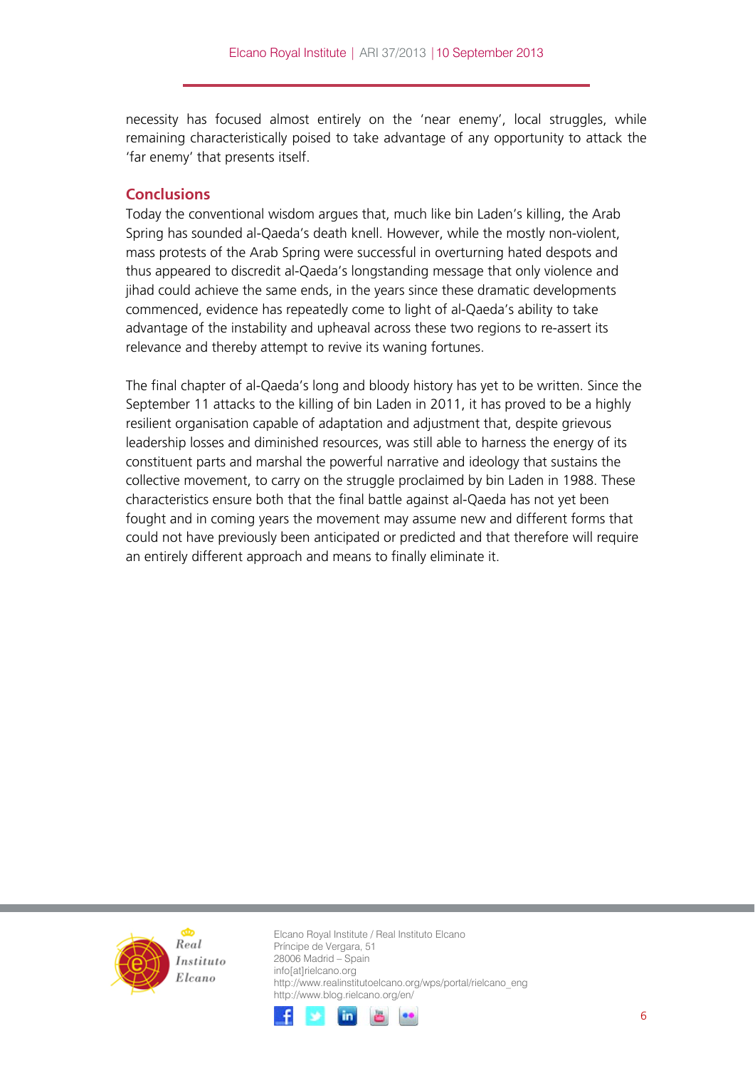necessity has focused almost entirely on the 'near enemy', local struggles, while remaining characteristically poised to take advantage of any opportunity to attack the 'far enemy' that presents itself.

## Conclusions

Today the conventional wisdom argues that, much like bin Laden's killing, the Arab Spring has sounded al-Qaeda's death knell. However, while the mostly non-violent, mass protests of the Arab Spring were successful in overturning hated despots and thus appeared to discredit al-Qaeda's longstanding message that only violence and jihad could achieve the same ends, in the years since these dramatic developments commenced, evidence has repeatedly come to light of al-Qaeda's ability to take advantage of the instability and upheaval across these two regions to re-assert its relevance and thereby attempt to revive its waning fortunes.

The final chapter of al-Qaeda's long and bloody history has yet to be written. Since the September 11 attacks to the killing of bin Laden in 2011, it has proved to be a highly resilient organisation capable of adaptation and adjustment that, despite grievous leadership losses and diminished resources, was still able to harness the energy of its constituent parts and marshal the powerful narrative and ideology that sustains the collective movement, to carry on the struggle proclaimed by bin Laden in 1988. These characteristics ensure both that the final battle against al-Qaeda has not yet been fought and in coming years the movement may assume new and different forms that could not have previously been anticipated or predicted and that therefore will require an entirely different approach and means to finally eliminate it.

Elcano Royal Institute / Real Instituto Elcano
Príncipe de Vergara, 51
28006 Madrid – Spain
info[at]rielcano.org
http://www.realinstitutoelcano.org/wps/portal/rielcano_eng
http://www.blog.rielcano.org/en/